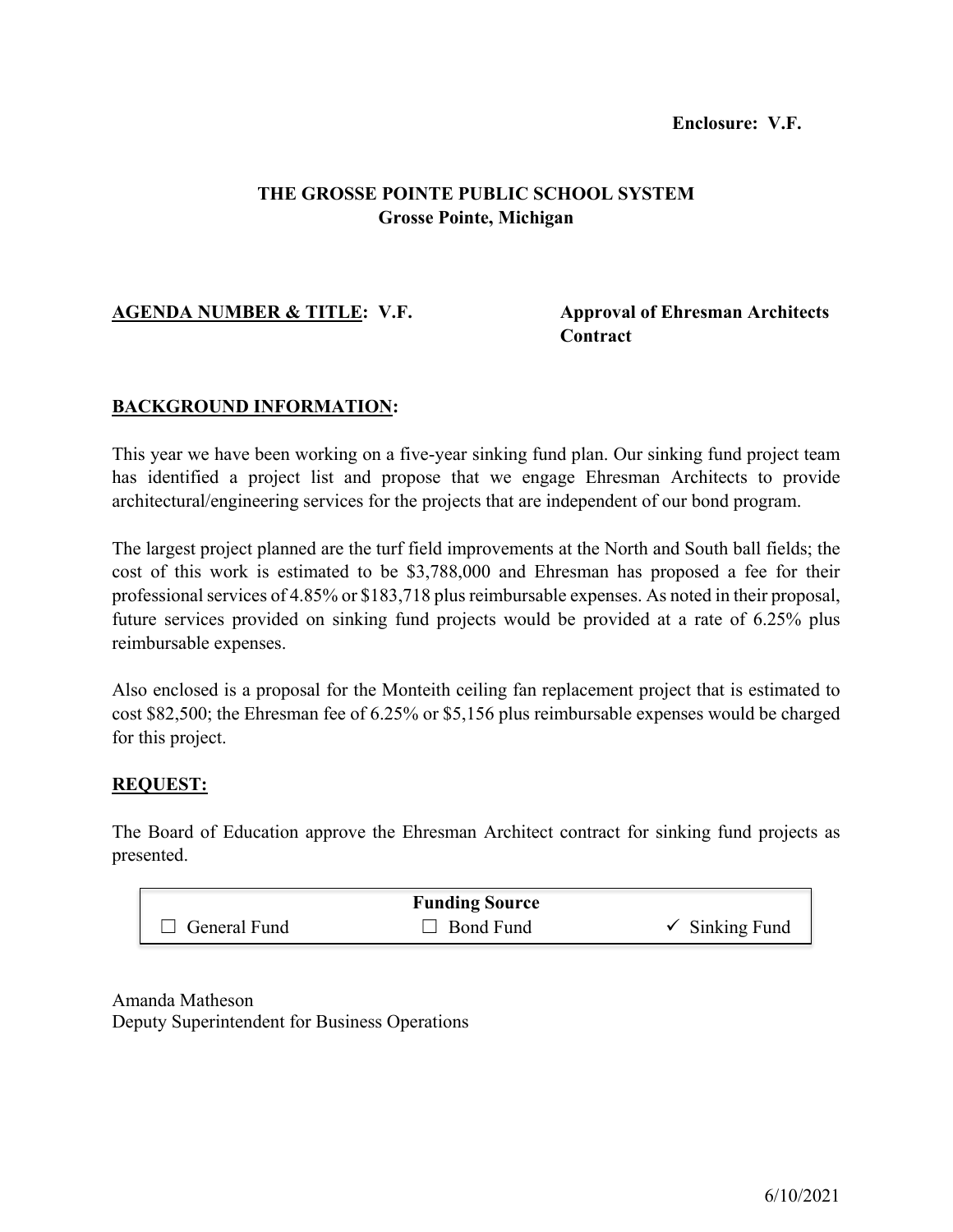**Enclosure: V.F.**

**THE GROSSE POINTE PUBLIC SCHOOL SYSTEM**
**Grosse Pointe, Michigan**

**AGENDA NUMBER & TITLE: V.F.** **Approval of Ehresman Architects Contract**

**BACKGROUND INFORMATION:**

This year we have been working on a five-year sinking fund plan. Our sinking fund project team has identified a project list and propose that we engage Ehresman Architects to provide architectural/engineering services for the projects that are independent of our bond program.

The largest project planned are the turf field improvements at the North and South ball fields; the cost of this work is estimated to be $3,788,000 and Ehresman has proposed a fee for their professional services of 4.85% or $183,718 plus reimbursable expenses. As noted in their proposal, future services provided on sinking fund projects would be provided at a rate of 6.25% plus reimbursable expenses.

Also enclosed is a proposal for the Monteith ceiling fan replacement project that is estimated to cost $82,500; the Ehresman fee of 6.25% or $5,156 plus reimbursable expenses would be charged for this project.

**REQUEST:**

The Board of Education approve the Ehresman Architect contract for sinking fund projects as presented.

| **Funding Source** | | |
|---|---|---|
| ☐ General Fund | ☐ Bond Fund | ✓ Sinking Fund |

Amanda Matheson
Deputy Superintendent for Business Operations

6/10/2021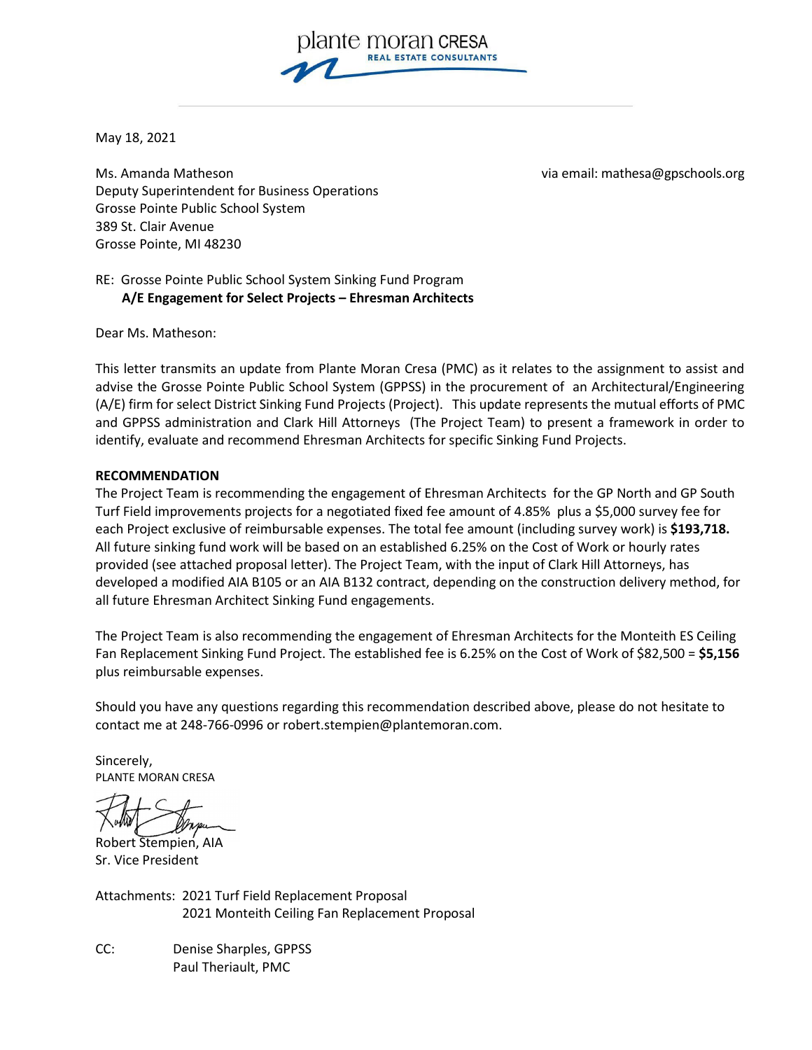plante moran CRESA
REAL ESTATE CONSULTANTS

May 18, 2021

Ms. Amanda Matheson
Deputy Superintendent for Business Operations
Grosse Pointe Public School System
389 St. Clair Avenue
Grosse Pointe, MI 48230

via email: mathesa@gpschools.org

RE: Grosse Pointe Public School System Sinking Fund Program
**A/E Engagement for Select Projects – Ehresman Architects**

Dear Ms. Matheson:

This letter transmits an update from Plante Moran Cresa (PMC) as it relates to the assignment to assist and advise the Grosse Pointe Public School System (GPPSS) in the procurement of an Architectural/Engineering (A/E) firm for select District Sinking Fund Projects (Project). This update represents the mutual efforts of PMC and GPPSS administration and Clark Hill Attorneys (The Project Team) to present a framework in order to identify, evaluate and recommend Ehresman Architects for specific Sinking Fund Projects.

**RECOMMENDATION**

The Project Team is recommending the engagement of Ehresman Architects for the GP North and GP South Turf Field improvements projects for a negotiated fixed fee amount of 4.85% plus a $5,000 survey fee for each Project exclusive of reimbursable expenses. The total fee amount (including survey work) is **$193,718.** All future sinking fund work will be based on an established 6.25% on the Cost of Work or hourly rates provided (see attached proposal letter). The Project Team, with the input of Clark Hill Attorneys, has developed a modified AIA B105 or an AIA B132 contract, depending on the construction delivery method, for all future Ehresman Architect Sinking Fund engagements.

The Project Team is also recommending the engagement of Ehresman Architects for the Monteith ES Ceiling Fan Replacement Sinking Fund Project. The established fee is 6.25% on the Cost of Work of $82,500 = **$5,156** plus reimbursable expenses.

Should you have any questions regarding this recommendation described above, please do not hesitate to contact me at 248-766-0996 or robert.stempien@plantemoran.com.

Sincerely,
PLANTE MORAN CRESA

Robert Stempien, AIA
Sr. Vice President

Attachments: 2021 Turf Field Replacement Proposal
2021 Monteith Ceiling Fan Replacement Proposal

CC: Denise Sharples, GPPSS
Paul Theriault, PMC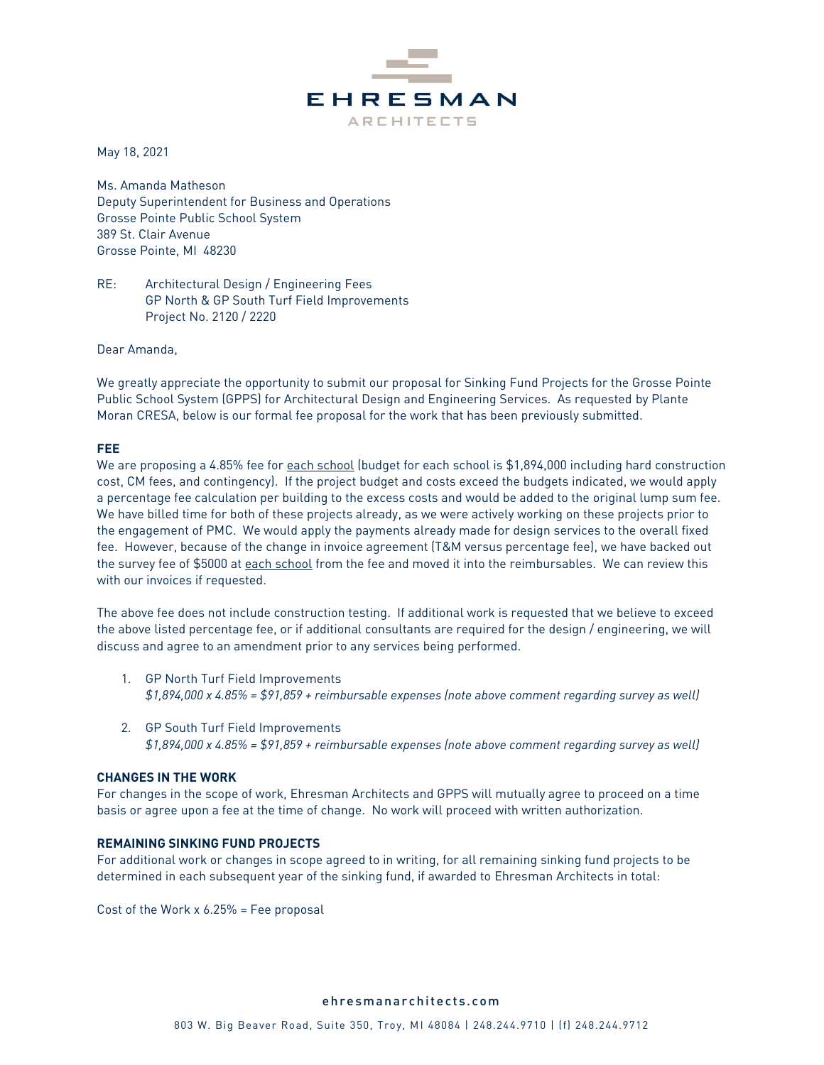# EHRESMAN
ARCHITECTS

May 18, 2021

Ms. Amanda Matheson
Deputy Superintendent for Business and Operations
Grosse Pointe Public School System
389 St. Clair Avenue
Grosse Pointe, MI 48230

RE: Architectural Design / Engineering Fees
GP North & GP South Turf Field Improvements
Project No. 2120 / 2220

Dear Amanda,

We greatly appreciate the opportunity to submit our proposal for Sinking Fund Projects for the Grosse Pointe Public School System (GPPS) for Architectural Design and Engineering Services. As requested by Plante Moran CRESA, below is our formal fee proposal for the work that has been previously submitted.

**FEE**

We are proposing a 4.85% fee for each school (budget for each school is $1,894,000 including hard construction cost, CM fees, and contingency). If the project budget and costs exceed the budgets indicated, we would apply a percentage fee calculation per building to the excess costs and would be added to the original lump sum fee. We have billed time for both of these projects already, as we were actively working on these projects prior to the engagement of PMC. We would apply the payments already made for design services to the overall fixed fee. However, because of the change in invoice agreement (T&M versus percentage fee), we have backed out the survey fee of $5000 at each school from the fee and moved it into the reimbursables. We can review this with our invoices if requested.

The above fee does not include construction testing. If additional work is requested that we believe to exceed the above listed percentage fee, or if additional consultants are required for the design / engineering, we will discuss and agree to an amendment prior to any services being performed.

1. GP North Turf Field Improvements
   *$1,894,000 x 4.85% = $91,859 + reimbursable expenses (note above comment regarding survey as well)*

2. GP South Turf Field Improvements
   *$1,894,000 x 4.85% = $91,859 + reimbursable expenses (note above comment regarding survey as well)*

**CHANGES IN THE WORK**

For changes in the scope of work, Ehresman Architects and GPPS will mutually agree to proceed on a time basis or agree upon a fee at the time of change. No work will proceed with written authorization.

**REMAINING SINKING FUND PROJECTS**

For additional work or changes in scope agreed to in writing, for all remaining sinking fund projects to be determined in each subsequent year of the sinking fund, if awarded to Ehresman Architects in total:

Cost of the Work x 6.25% = Fee proposal

ehresmanarchitects.com

803 W. Big Beaver Road, Suite 350, Troy, MI 48084 | 248.244.9710 | (f) 248.244.9712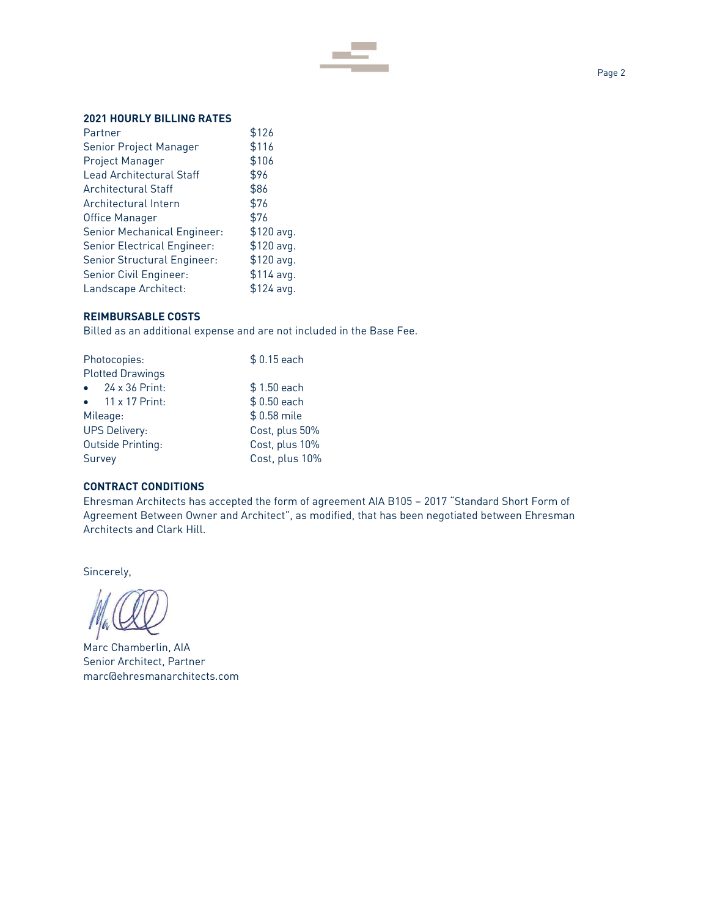## 2021 HOURLY BILLING RATES

| | |
|---|---|
| Partner | $126 |
| Senior Project Manager | $116 |
| Project Manager | $106 |
| Lead Architectural Staff | $96 |
| Architectural Staff | $86 |
| Architectural Intern | $76 |
| Office Manager | $76 |
| Senior Mechanical Engineer: | $120 avg. |
| Senior Electrical Engineer: | $120 avg. |
| Senior Structural Engineer: | $120 avg. |
| Senior Civil Engineer: | $114 avg. |
| Landscape Architect: | $124 avg. |

## REIMBURSABLE COSTS

Billed as an additional expense and are not included in the Base Fee.

| | |
|---|---|
| Photocopies: | $ 0.15 each |
| Plotted Drawings | |
| • 24 x 36 Print: | $ 1.50 each |
| • 11 x 17 Print: | $ 0.50 each |
| Mileage: | $ 0.58 mile |
| UPS Delivery: | Cost, plus 50% |
| Outside Printing: | Cost, plus 10% |
| Survey | Cost, plus 10% |

## CONTRACT CONDITIONS

Ehresman Architects has accepted the form of agreement AIA B105 – 2017 "Standard Short Form of Agreement Between Owner and Architect", as modified, that has been negotiated between Ehresman Architects and Clark Hill.

Sincerely,

Marc Chamberlin, AIA
Senior Architect, Partner
marc@ehresmanarchitects.com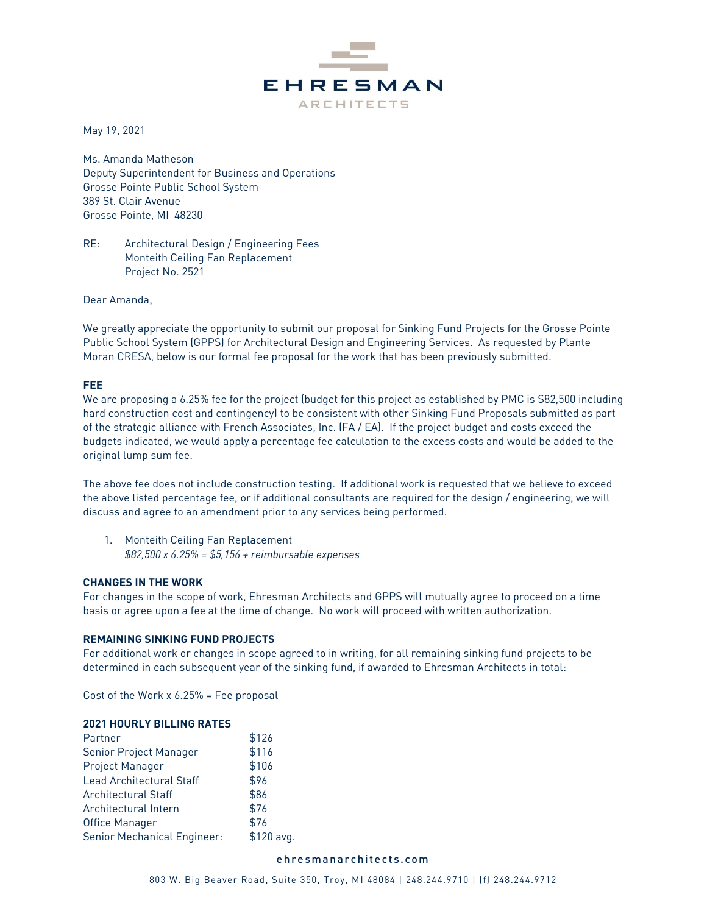EHRESMAN
ARCHITECTS

May 19, 2021

Ms. Amanda Matheson
Deputy Superintendent for Business and Operations
Grosse Pointe Public School System
389 St. Clair Avenue
Grosse Pointe, MI 48230

RE: Architectural Design / Engineering Fees
Monteith Ceiling Fan Replacement
Project No. 2521

Dear Amanda,

We greatly appreciate the opportunity to submit our proposal for Sinking Fund Projects for the Grosse Pointe Public School System (GPPS) for Architectural Design and Engineering Services. As requested by Plante Moran CRESA, below is our formal fee proposal for the work that has been previously submitted.

**FEE**

We are proposing a 6.25% fee for the project (budget for this project as established by PMC is $82,500 including hard construction cost and contingency) to be consistent with other Sinking Fund Proposals submitted as part of the strategic alliance with French Associates, Inc. (FA / EA). If the project budget and costs exceed the budgets indicated, we would apply a percentage fee calculation to the excess costs and would be added to the original lump sum fee.

The above fee does not include construction testing. If additional work is requested that we believe to exceed the above listed percentage fee, or if additional consultants are required for the design / engineering, we will discuss and agree to an amendment prior to any services being performed.

1. Monteith Ceiling Fan Replacement
   *$82,500 x 6.25% = $5,156 + reimbursable expenses*

**CHANGES IN THE WORK**

For changes in the scope of work, Ehresman Architects and GPPS will mutually agree to proceed on a time basis or agree upon a fee at the time of change. No work will proceed with written authorization.

**REMAINING SINKING FUND PROJECTS**

For additional work or changes in scope agreed to in writing, for all remaining sinking fund projects to be determined in each subsequent year of the sinking fund, if awarded to Ehresman Architects in total:

Cost of the Work x 6.25% = Fee proposal

**2021 HOURLY BILLING RATES**

| | |
|---|---|
| Partner | $126 |
| Senior Project Manager | $116 |
| Project Manager | $106 |
| Lead Architectural Staff | $96 |
| Architectural Staff | $86 |
| Architectural Intern | $76 |
| Office Manager | $76 |
| Senior Mechanical Engineer: | $120 avg. |

ehresmanarchitects.com

803 W. Big Beaver Road, Suite 350, Troy, MI 48084 | 248.244.9710 | (f) 248.244.9712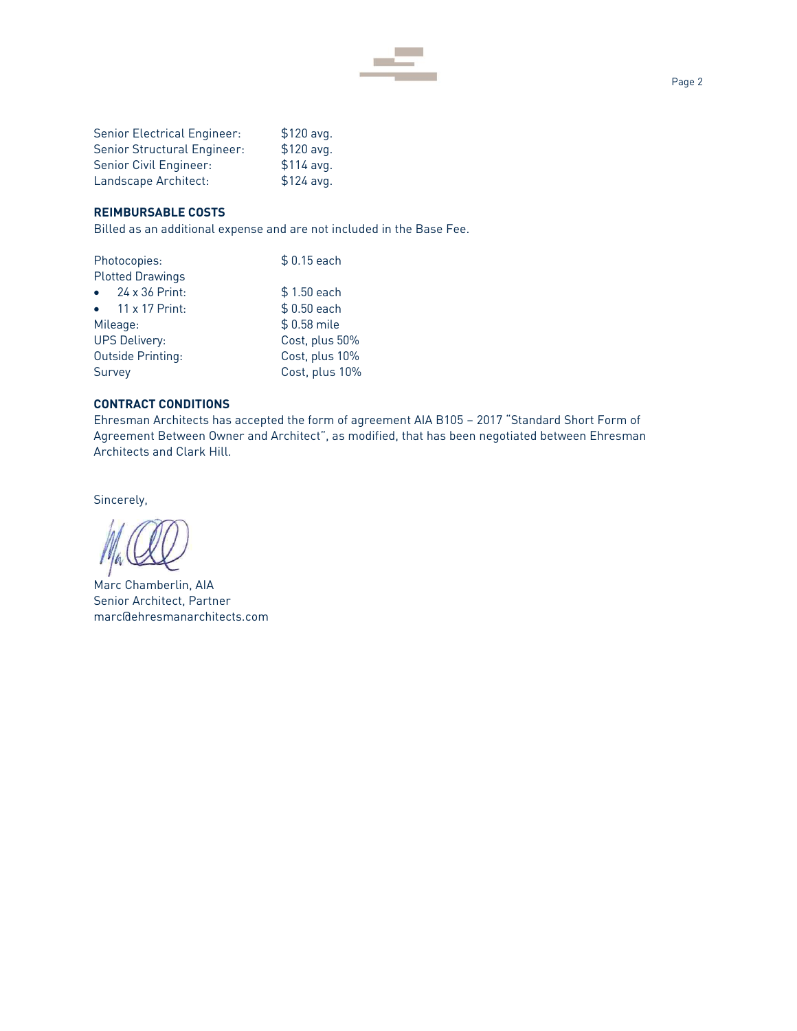| | |
|---|---|
| Senior Electrical Engineer: | $120 avg. |
| Senior Structural Engineer: | $120 avg. |
| Senior Civil Engineer: | $114 avg. |
| Landscape Architect: | $124 avg. |

**REIMBURSABLE COSTS**

Billed as an additional expense and are not included in the Base Fee.

| | |
|---|---|
| Photocopies: | $ 0.15 each |
| Plotted Drawings | |
| • 24 x 36 Print: | $ 1.50 each |
| • 11 x 17 Print: | $ 0.50 each |
| Mileage: | $ 0.58 mile |
| UPS Delivery: | Cost, plus 50% |
| Outside Printing: | Cost, plus 10% |
| Survey | Cost, plus 10% |

**CONTRACT CONDITIONS**

Ehresman Architects has accepted the form of agreement AIA B105 – 2017 "Standard Short Form of Agreement Between Owner and Architect", as modified, that has been negotiated between Ehresman Architects and Clark Hill.

Sincerely,

Marc Chamberlin, AIA
Senior Architect, Partner
marc@ehresmanarchitects.com